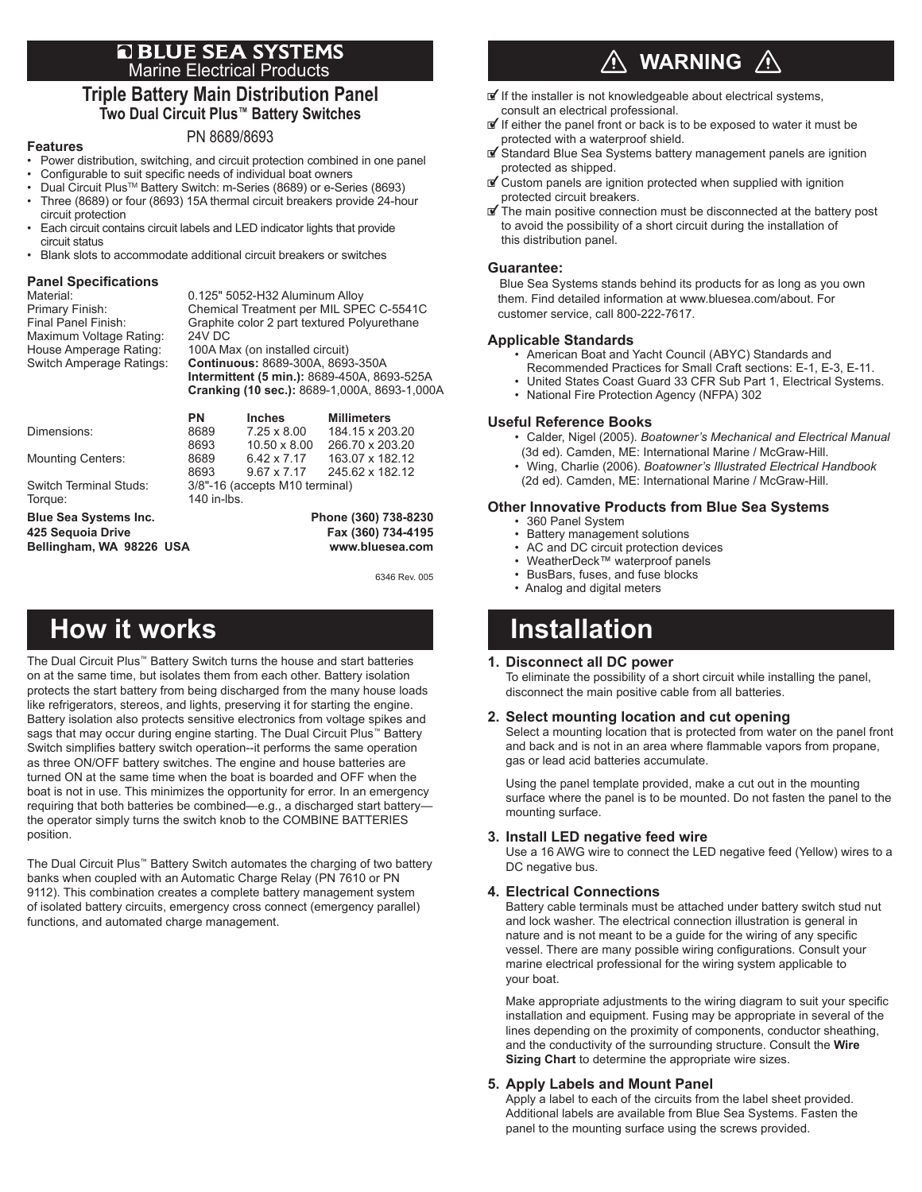# BLUE SEA SYSTEMS
Marine Electrical Products

## Triple Battery Main Distribution Panel
### Two Dual Circuit Plus™ Battery Switches

PN 8689/8693

### Features

- Power distribution, switching, and circuit protection combined in one panel
- Configurable to suit specific needs of individual boat owners
- Dual Circuit Plus™ Battery Switch: m-Series (8689) or e-Series (8693)
- Three (8689) or four (8693) 15A thermal circuit breakers provide 24-hour circuit protection
- Each circuit contains circuit labels and LED indicator lights that provide circuit status
- Blank slots to accommodate additional circuit breakers or switches

### Panel Specifications

| | |
|---|---|
| Material: | 0.125" 5052-H32 Aluminum Alloy |
| Primary Finish: | Chemical Treatment per MIL SPEC C-5541C |
| Final Panel Finish: | Graphite color 2 part textured Polyurethane |
| Maximum Voltage Rating: | 24V DC |
| House Amperage Rating: | 100A Max (on installed circuit) |
| Switch Amperage Ratings: | **Continuous:** 8689-300A, 8693-350A<br>**Intermittent (5 min.):** 8689-450A, 8693-525A<br>**Cranking (10 sec.):** 8689-1,000A, 8693-1,000A |

| | PN | Inches | Millimeters |
|---|---|---|---|
| Dimensions: | 8689 | 7.25 x 8.00 | 184.15 x 203.20 |
| | 8693 | 10.50 x 8.00 | 266.70 x 203.20 |
| Mounting Centers: | 8689 | 6.42 x 7.17 | 163.07 x 182.12 |
| | 8693 | 9.67 x 7.17 | 245.62 x 182.12 |
| Switch Terminal Studs: | 3/8"-16 (accepts M10 terminal) | | |
| Torque: | 140 in-lbs. | | |

**Blue Sea Systems Inc.**
**425 Sequoia Drive**
**Bellingham, WA 98226 USA**

**Phone (360) 738-8230**
**Fax (360) 734-4195**
**www.bluesea.com**

6346 Rev. 005

# How it works

The Dual Circuit Plus™ Battery Switch turns the house and start batteries on at the same time, but isolates them from each other. Battery isolation protects the start battery from being discharged from the many house loads like refrigerators, stereos, and lights, preserving it for starting the engine. Battery isolation also protects sensitive electronics from voltage spikes and sags that may occur during engine starting. The Dual Circuit Plus™ Battery Switch simplifies battery switch operation--it performs the same operation as three ON/OFF battery switches. The engine and house batteries are turned ON at the same time when the boat is boarded and OFF when the boat is not in use. This minimizes the opportunity for error. In an emergency requiring that both batteries be combined—e.g., a discharged start battery—the operator simply turns the switch knob to the COMBINE BATTERIES position.

The Dual Circuit Plus™ Battery Switch automates the charging of two battery banks when coupled with an Automatic Charge Relay (PN 7610 or PN 9112). This combination creates a complete battery management system of isolated battery circuits, emergency cross connect (emergency parallel) functions, and automated charge management.

# ⚠ WARNING ⚠

- ☑ If the installer is not knowledgeable about electrical systems, consult an electrical professional.
- ☑ If either the panel front or back is to be exposed to water it must be protected with a waterproof shield.
- ☑ Standard Blue Sea Systems battery management panels are ignition protected as shipped.
- ☑ Custom panels are ignition protected when supplied with ignition protected circuit breakers.
- ☑ The main positive connection must be disconnected at the battery post to avoid the possibility of a short circuit during the installation of this distribution panel.

### Guarantee:

Blue Sea Systems stands behind its products for as long as you own them. Find detailed information at www.bluesea.com/about. For customer service, call 800-222-7617.

### Applicable Standards

- American Boat and Yacht Council (ABYC) Standards and Recommended Practices for Small Craft sections: E-1, E-3, E-11.
- United States Coast Guard 33 CFR Sub Part 1, Electrical Systems.
- National Fire Protection Agency (NFPA) 302

### Useful Reference Books

- Calder, Nigel (2005). *Boatowner's Mechanical and Electrical Manual* (3d ed). Camden, ME: International Marine / McGraw-Hill.
- Wing, Charlie (2006). *Boatowner's Illustrated Electrical Handbook* (2d ed). Camden, ME: International Marine / McGraw-Hill.

### Other Innovative Products from Blue Sea Systems

- 360 Panel System
- Battery management solutions
- AC and DC circuit protection devices
- WeatherDeck™ waterproof panels
- BusBars, fuses, and fuse blocks
- Analog and digital meters

# Installation

**1. Disconnect all DC power**

To eliminate the possibility of a short circuit while installing the panel, disconnect the main positive cable from all batteries.

**2. Select mounting location and cut opening**

Select a mounting location that is protected from water on the panel front and back and is not in an area where flammable vapors from propane, gas or lead acid batteries accumulate.

Using the panel template provided, make a cut out in the mounting surface where the panel is to be mounted. Do not fasten the panel to the mounting surface.

**3. Install LED negative feed wire**

Use a 16 AWG wire to connect the LED negative feed (Yellow) wires to a DC negative bus.

**4. Electrical Connections**

Battery cable terminals must be attached under battery switch stud nut and lock washer. The electrical connection illustration is general in nature and is not meant to be a guide for the wiring of any specific vessel. There are many possible wiring configurations. Consult your marine electrical professional for the wiring system applicable to your boat.

Make appropriate adjustments to the wiring diagram to suit your specific installation and equipment. Fusing may be appropriate in several of the lines depending on the proximity of components, conductor sheathing, and the conductivity of the surrounding structure. Consult the **Wire Sizing Chart** to determine the appropriate wire sizes.

**5. Apply Labels and Mount Panel**

Apply a label to each of the circuits from the label sheet provided. Additional labels are available from Blue Sea Systems. Fasten the panel to the mounting surface using the screws provided.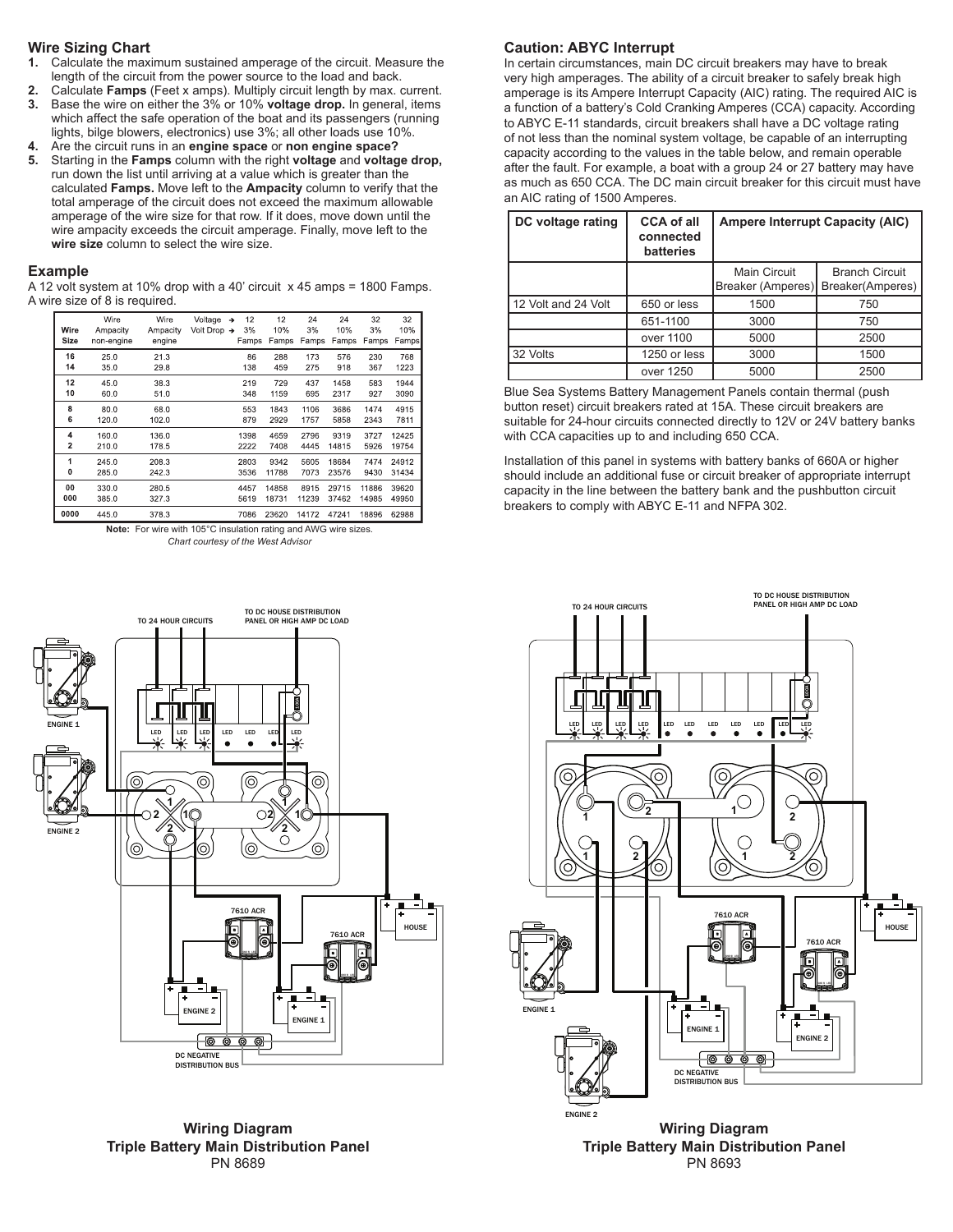## Wire Sizing Chart

1. Calculate the maximum sustained amperage of the circuit. Measure the length of the circuit from the power source to the load and back.
2. Calculate **Famps** (Feet x amps). Multiply circuit length by max. current.
3. Base the wire on either the 3% or 10% **voltage drop.** In general, items which affect the safe operation of the boat and its passengers (running lights, bilge blowers, electronics) use 3%; all other loads use 10%.
4. Are the circuit runs in an **engine space** or **non engine space?**
5. Starting in the **Famps** column with the right **voltage** and **voltage drop,** run down the list until arriving at a value which is greater than the calculated **Famps.** Move left to the **Ampacity** column to verify that the total amperage of the circuit does not exceed the maximum allowable amperage of the wire size for that row. If it does, move down until the wire ampacity exceeds the circuit amperage. Finally, move left to the **wire size** column to select the wire size.

## Example

A 12 volt system at 10% drop with a 40' circuit x 45 amps = 1800 Famps. A wire size of 8 is required.

| Wire Size | Wire Ampacity non-engine | Wire Ampacity engine | Voltage → Volt Drop → | 12 3% Famps | 12 10% Famps | 24 3% Famps | 24 10% Famps | 32 3% Famps | 32 10% Famps |
|---|---|---|---|---|---|---|---|---|---|
| 16 | 25.0 | 21.3 | | 86 | 288 | 173 | 576 | 230 | 768 |
| 14 | 35.0 | 29.8 | | 138 | 459 | 275 | 918 | 367 | 1223 |
| 12 | 45.0 | 38.3 | | 219 | 729 | 437 | 1458 | 583 | 1944 |
| 10 | 60.0 | 51.0 | | 348 | 1159 | 695 | 2317 | 927 | 3090 |
| 8 | 80.0 | 68.0 | | 553 | 1843 | 1106 | 3686 | 1474 | 4915 |
| 6 | 120.0 | 102.0 | | 879 | 2929 | 1757 | 5858 | 2343 | 7811 |
| 4 | 160.0 | 136.0 | | 1398 | 4659 | 2796 | 9319 | 3727 | 12425 |
| 2 | 210.0 | 178.5 | | 2222 | 7408 | 4445 | 14815 | 5926 | 19754 |
| 1 | 245.0 | 208.3 | | 2803 | 9342 | 5605 | 18684 | 7474 | 24912 |
| 0 | 285.0 | 242.3 | | 3536 | 11788 | 7073 | 23576 | 9430 | 31434 |
| 00 | 330.0 | 280.5 | | 4457 | 14858 | 8915 | 29715 | 11886 | 39620 |
| 000 | 385.0 | 327.3 | | 5619 | 18731 | 11239 | 37462 | 14985 | 49950 |
| 0000 | 445.0 | 378.3 | | 7086 | 23620 | 14172 | 47241 | 18896 | 62988 |

**Note:** For wire with 105°C insulation rating and AWG wire sizes.

*Chart courtesy of the West Advisor*

## Caution: ABYC Interrupt

In certain circumstances, main DC circuit breakers may have to break very high amperages. The ability of a circuit breaker to safely break high amperage is its Ampere Interrupt Capacity (AIC) rating. The required AIC is a function of a battery's Cold Cranking Amperes (CCA) capacity. According to ABYC E-11 standards, circuit breakers shall have a DC voltage rating of not less than the nominal system voltage, be capable of an interrupting capacity according to the values in the table below, and remain operable after the fault. For example, a boat with a group 24 or 27 battery may have as much as 650 CCA. The DC main circuit breaker for this circuit must have an AIC rating of 1500 Amperes.

| DC voltage rating | CCA of all connected batteries | Ampere Interrupt Capacity (AIC) | |
|---|---|---|---|
| | | Main Circuit Breaker (Amperes) | Branch Circuit Breaker(Amperes) |
| 12 Volt and 24 Volt | 650 or less | 1500 | 750 |
| | 651-1100 | 3000 | 750 |
| | over 1100 | 5000 | 2500 |
| 32 Volts | 1250 or less | 3000 | 1500 |
| | over 1250 | 5000 | 2500 |

Blue Sea Systems Battery Management Panels contain thermal (push button reset) circuit breakers rated at 15A. These circuit breakers are suitable for 24-hour circuits connected directly to 12V or 24V battery banks with CCA capacities up to and including 650 CCA.

Installation of this panel in systems with battery banks of 660A or higher should include an additional fuse or circuit breaker of appropriate interrupt capacity in the line between the battery bank and the pushbutton circuit breakers to comply with ABYC E-11 and NFPA 302.

TO 24 HOUR CIRCUITS
TO DC HOUSE DISTRIBUTION PANEL OR HIGH AMP DC LOAD
ENGINE 1
ENGINE 2
LED
7610 ACR
HOUSE
ENGINE 2
ENGINE 1
DC NEGATIVE DISTRIBUTION BUS

**Wiring Diagram**
**Triple Battery Main Distribution Panel**
PN 8689

TO 24 HOUR CIRCUITS
TO DC HOUSE DISTRIBUTION PANEL OR HIGH AMP DC LOAD
LED
7610 ACR
HOUSE
ENGINE 1
ENGINE 2
DC NEGATIVE DISTRIBUTION BUS

**Wiring Diagram**
**Triple Battery Main Distribution Panel**
PN 8693